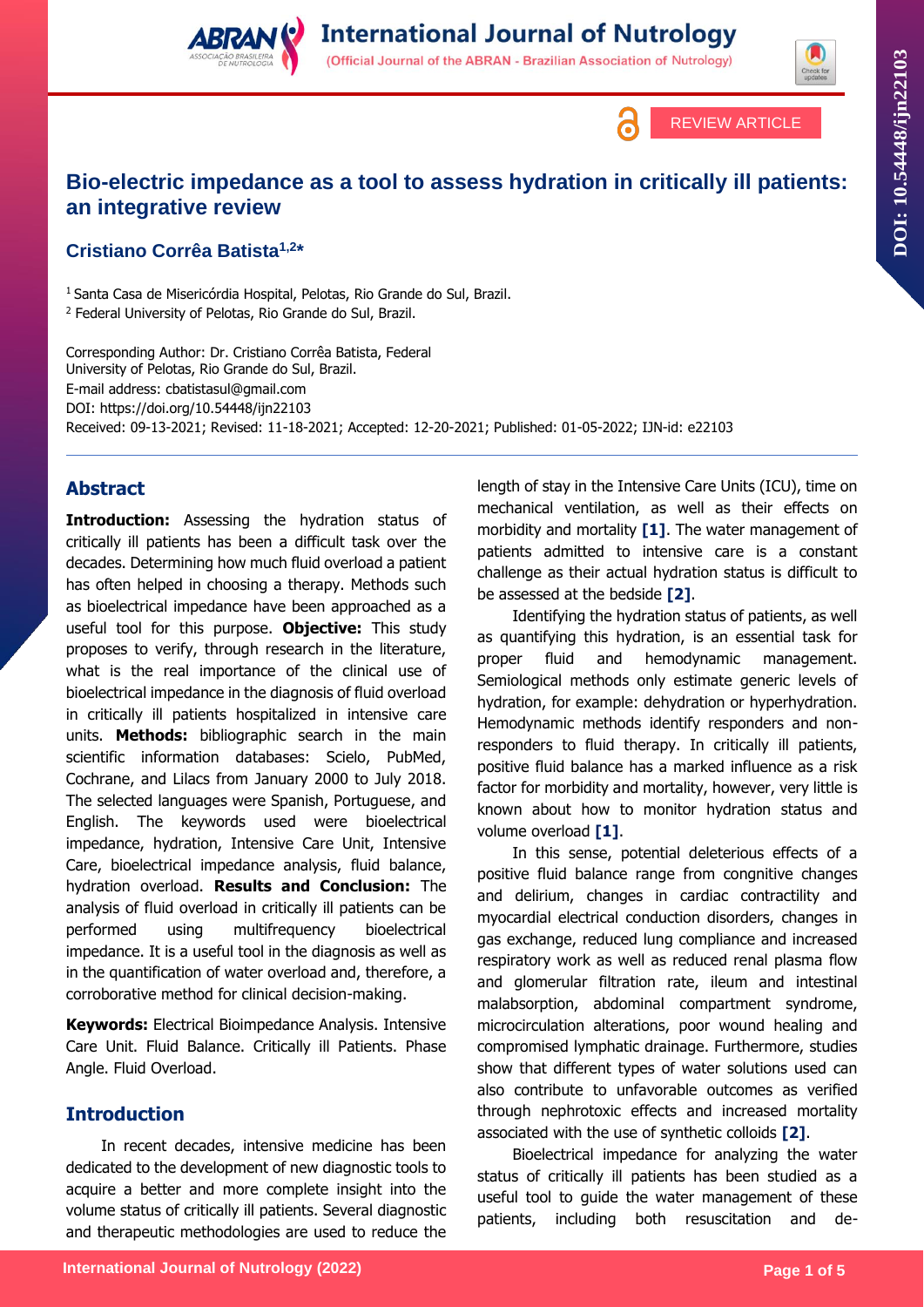REVIEW ARTICLE

# Bio-electric impedance as a tool to assess hydration in critically ill patients: an integrative review

**Cristiano Corrêa Batista[1,2*]**

[1] Santa Casa de Misericórdia Hospital, Pelotas, Rio Grande do Sul, Brazil.
[2] Federal University of Pelotas, Rio Grande do Sul, Brazil.

Corresponding Author: Dr. Cristiano Corrêa Batista, Federal University of Pelotas, Rio Grande do Sul, Brazil.
E-mail address: cbatistasul@gmail.com
DOI: https://doi.org/10.54448/ijn22103
Received: 09-13-2021; Revised: 11-18-2021; Accepted: 12-20-2021; Published: 01-05-2022; IJN-id: e22103

## Abstract

**Introduction:** Assessing the hydration status of critically ill patients has been a difficult task over the decades. Determining how much fluid overload a patient has often helped in choosing a therapy. Methods such as bioelectrical impedance have been approached as a useful tool for this purpose. **Objective:** This study proposes to verify, through research in the literature, what is the real importance of the clinical use of bioelectrical impedance in the diagnosis of fluid overload in critically ill patients hospitalized in intensive care units. **Methods:** bibliographic search in the main scientific information databases: Scielo, PubMed, Cochrane, and Lilacs from January 2000 to July 2018. The selected languages were Spanish, Portuguese, and English. The keywords used were bioelectrical impedance, hydration, Intensive Care Unit, Intensive Care, bioelectrical impedance analysis, fluid balance, hydration overload. **Results and Conclusion:** The analysis of fluid overload in critically ill patients can be performed using multifrequency bioelectrical impedance. It is a useful tool in the diagnosis as well as in the quantification of water overload and, therefore, a corroborative method for clinical decision-making.

**Keywords:** Electrical Bioimpedance Analysis. Intensive Care Unit. Fluid Balance. Critically ill Patients. Phase Angle. Fluid Overload.

## Introduction

In recent decades, intensive medicine has been dedicated to the development of new diagnostic tools to acquire a better and more complete insight into the volume status of critically ill patients. Several diagnostic and therapeutic methodologies are used to reduce the length of stay in the Intensive Care Units (ICU), time on mechanical ventilation, as well as their effects on morbidity and mortality **[1]**. The water management of patients admitted to intensive care is a constant challenge as their actual hydration status is difficult to be assessed at the bedside **[2]**.

Identifying the hydration status of patients, as well as quantifying this hydration, is an essential task for proper fluid and hemodynamic management. Semiological methods only estimate generic levels of hydration, for example: dehydration or hyperhydration. Hemodynamic methods identify responders and non-responders to fluid therapy. In critically ill patients, positive fluid balance has a marked influence as a risk factor for morbidity and mortality, however, very little is known about how to monitor hydration status and volume overload **[1]**.

In this sense, potential deleterious effects of a positive fluid balance range from congnitive changes and delirium, changes in cardiac contractility and myocardial electrical conduction disorders, changes in gas exchange, reduced lung compliance and increased respiratory work as well as reduced renal plasma flow and glomerular filtration rate, ileum and intestinal malabsorption, abdominal compartment syndrome, microcirculation alterations, poor wound healing and compromised lymphatic drainage. Furthermore, studies show that different types of water solutions used can also contribute to unfavorable outcomes as verified through nephrotoxic effects and increased mortality associated with the use of synthetic colloids **[2]**.

Bioelectrical impedance for analyzing the water status of critically ill patients has been studied as a useful tool to guide the water management of these patients, including both resuscitation and de-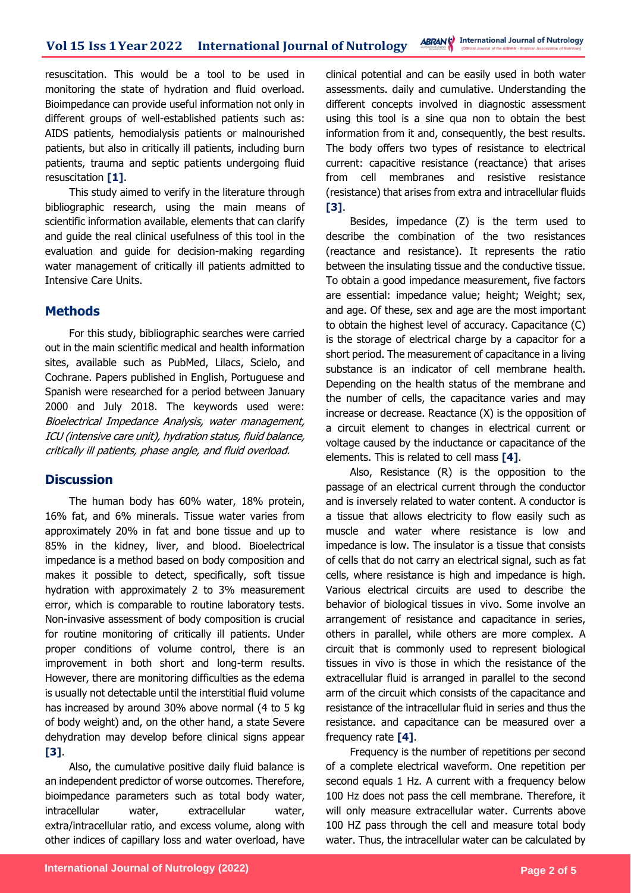resuscitation. This would be a tool to be used in monitoring the state of hydration and fluid overload. Bioimpedance can provide useful information not only in different groups of well-established patients such as: AIDS patients, hemodialysis patients or malnourished patients, but also in critically ill patients, including burn patients, trauma and septic patients undergoing fluid resuscitation **[1]**.

This study aimed to verify in the literature through bibliographic research, using the main means of scientific information available, elements that can clarify and guide the real clinical usefulness of this tool in the evaluation and guide for decision-making regarding water management of critically ill patients admitted to Intensive Care Units.

## Methods

For this study, bibliographic searches were carried out in the main scientific medical and health information sites, available such as PubMed, Lilacs, Scielo, and Cochrane. Papers published in English, Portuguese and Spanish were researched for a period between January 2000 and July 2018. The keywords used were: *Bioelectrical Impedance Analysis, water management, ICU (intensive care unit), hydration status, fluid balance, critically ill patients, phase angle, and fluid overload.*

## Discussion

The human body has 60% water, 18% protein, 16% fat, and 6% minerals. Tissue water varies from approximately 20% in fat and bone tissue and up to 85% in the kidney, liver, and blood. Bioelectrical impedance is a method based on body composition and makes it possible to detect, specifically, soft tissue hydration with approximately 2 to 3% measurement error, which is comparable to routine laboratory tests. Non-invasive assessment of body composition is crucial for routine monitoring of critically ill patients. Under proper conditions of volume control, there is an improvement in both short and long-term results. However, there are monitoring difficulties as the edema is usually not detectable until the interstitial fluid volume has increased by around 30% above normal (4 to 5 kg of body weight) and, on the other hand, a state Severe dehydration may develop before clinical signs appear **[3]**.

Also, the cumulative positive daily fluid balance is an independent predictor of worse outcomes. Therefore, bioimpedance parameters such as total body water, intracellular water, extracellular water, extra/intracellular ratio, and excess volume, along with other indices of capillary loss and water overload, have clinical potential and can be easily used in both water assessments. daily and cumulative. Understanding the different concepts involved in diagnostic assessment using this tool is a sine qua non to obtain the best information from it and, consequently, the best results. The body offers two types of resistance to electrical current: capacitive resistance (reactance) that arises from cell membranes and resistive resistance (resistance) that arises from extra and intracellular fluids **[3]**.

Besides, impedance (Z) is the term used to describe the combination of the two resistances (reactance and resistance). It represents the ratio between the insulating tissue and the conductive tissue. To obtain a good impedance measurement, five factors are essential: impedance value; height; Weight; sex, and age. Of these, sex and age are the most important to obtain the highest level of accuracy. Capacitance (C) is the storage of electrical charge by a capacitor for a short period. The measurement of capacitance in a living substance is an indicator of cell membrane health. Depending on the health status of the membrane and the number of cells, the capacitance varies and may increase or decrease. Reactance (X) is the opposition of a circuit element to changes in electrical current or voltage caused by the inductance or capacitance of the elements. This is related to cell mass **[4]**.

Also, Resistance (R) is the opposition to the passage of an electrical current through the conductor and is inversely related to water content. A conductor is a tissue that allows electricity to flow easily such as muscle and water where resistance is low and impedance is low. The insulator is a tissue that consists of cells that do not carry an electrical signal, such as fat cells, where resistance is high and impedance is high. Various electrical circuits are used to describe the behavior of biological tissues in vivo. Some involve an arrangement of resistance and capacitance in series, others in parallel, while others are more complex. A circuit that is commonly used to represent biological tissues in vivo is those in which the resistance of the extracellular fluid is arranged in parallel to the second arm of the circuit which consists of the capacitance and resistance of the intracellular fluid in series and thus the resistance. and capacitance can be measured over a frequency rate **[4]**.

Frequency is the number of repetitions per second of a complete electrical waveform. One repetition per second equals 1 Hz. A current with a frequency below 100 Hz does not pass the cell membrane. Therefore, it will only measure extracellular water. Currents above 100 HZ pass through the cell and measure total body water. Thus, the intracellular water can be calculated by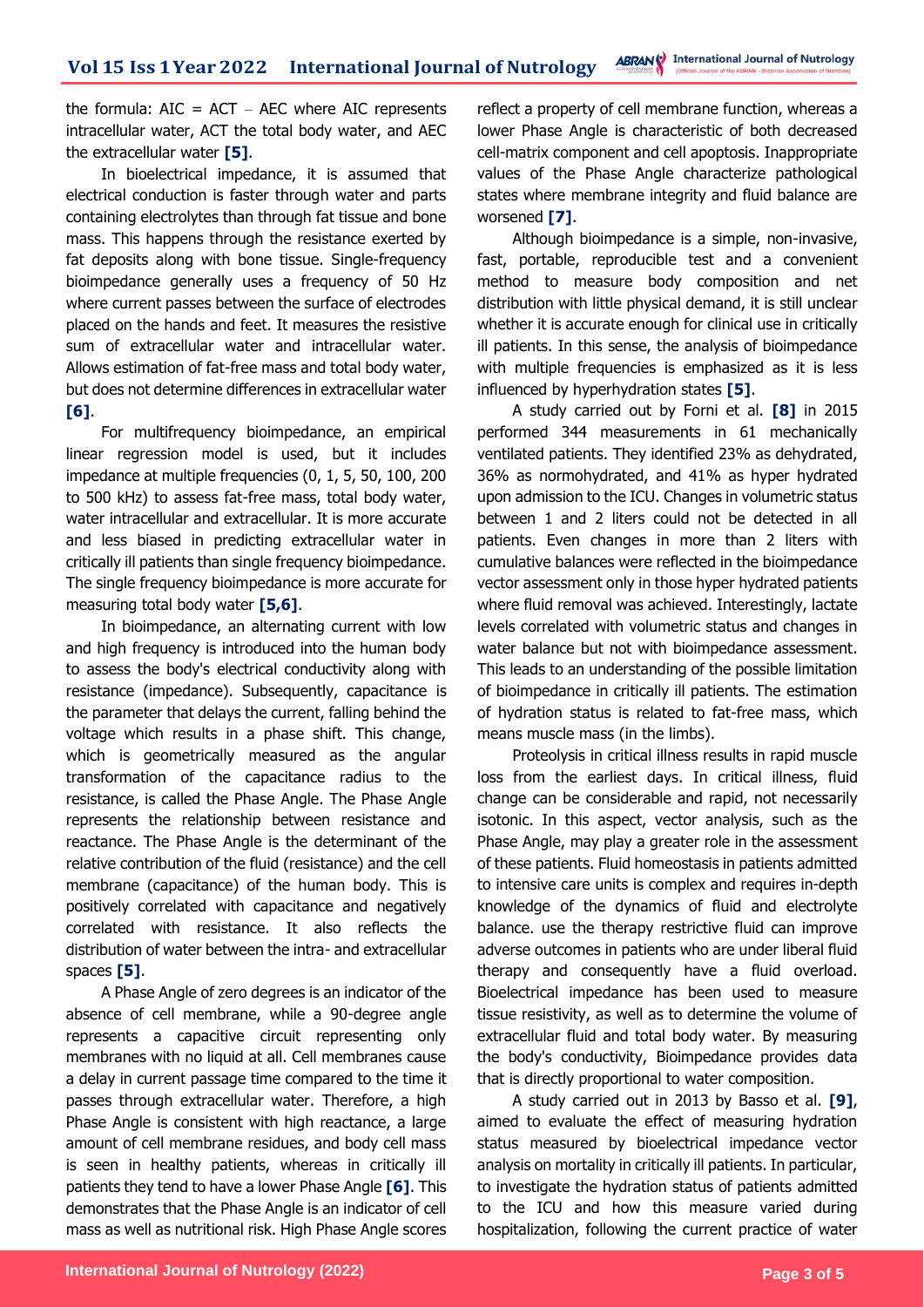the formula: AIC = ACT – AEC where AIC represents intracellular water, ACT the total body water, and AEC the extracellular water **[5]**.

In bioelectrical impedance, it is assumed that electrical conduction is faster through water and parts containing electrolytes than through fat tissue and bone mass. This happens through the resistance exerted by fat deposits along with bone tissue. Single-frequency bioimpedance generally uses a frequency of 50 Hz where current passes between the surface of electrodes placed on the hands and feet. It measures the resistive sum of extracellular water and intracellular water. Allows estimation of fat-free mass and total body water, but does not determine differences in extracellular water **[6]**.

For multifrequency bioimpedance, an empirical linear regression model is used, but it includes impedance at multiple frequencies (0, 1, 5, 50, 100, 200 to 500 kHz) to assess fat-free mass, total body water, water intracellular and extracellular. It is more accurate and less biased in predicting extracellular water in critically ill patients than single frequency bioimpedance. The single frequency bioimpedance is more accurate for measuring total body water **[5,6]**.

In bioimpedance, an alternating current with low and high frequency is introduced into the human body to assess the body's electrical conductivity along with resistance (impedance). Subsequently, capacitance is the parameter that delays the current, falling behind the voltage which results in a phase shift. This change, which is geometrically measured as the angular transformation of the capacitance radius to the resistance, is called the Phase Angle. The Phase Angle represents the relationship between resistance and reactance. The Phase Angle is the determinant of the relative contribution of the fluid (resistance) and the cell membrane (capacitance) of the human body. This is positively correlated with capacitance and negatively correlated with resistance. It also reflects the distribution of water between the intra- and extracellular spaces **[5]**.

A Phase Angle of zero degrees is an indicator of the absence of cell membrane, while a 90-degree angle represents a capacitive circuit representing only membranes with no liquid at all. Cell membranes cause a delay in current passage time compared to the time it passes through extracellular water. Therefore, a high Phase Angle is consistent with high reactance, a large amount of cell membrane residues, and body cell mass is seen in healthy patients, whereas in critically ill patients they tend to have a lower Phase Angle **[6]**. This demonstrates that the Phase Angle is an indicator of cell mass as well as nutritional risk. High Phase Angle scores reflect a property of cell membrane function, whereas a lower Phase Angle is characteristic of both decreased cell-matrix component and cell apoptosis. Inappropriate values of the Phase Angle characterize pathological states where membrane integrity and fluid balance are worsened **[7]**.

Although bioimpedance is a simple, non-invasive, fast, portable, reproducible test and a convenient method to measure body composition and net distribution with little physical demand, it is still unclear whether it is accurate enough for clinical use in critically ill patients. In this sense, the analysis of bioimpedance with multiple frequencies is emphasized as it is less influenced by hyperhydration states **[5]**.

A study carried out by Forni et al. **[8]** in 2015 performed 344 measurements in 61 mechanically ventilated patients. They identified 23% as dehydrated, 36% as normohydrated, and 41% as hyper hydrated upon admission to the ICU. Changes in volumetric status between 1 and 2 liters could not be detected in all patients. Even changes in more than 2 liters with cumulative balances were reflected in the bioimpedance vector assessment only in those hyper hydrated patients where fluid removal was achieved. Interestingly, lactate levels correlated with volumetric status and changes in water balance but not with bioimpedance assessment. This leads to an understanding of the possible limitation of bioimpedance in critically ill patients. The estimation of hydration status is related to fat-free mass, which means muscle mass (in the limbs).

Proteolysis in critical illness results in rapid muscle loss from the earliest days. In critical illness, fluid change can be considerable and rapid, not necessarily isotonic. In this aspect, vector analysis, such as the Phase Angle, may play a greater role in the assessment of these patients. Fluid homeostasis in patients admitted to intensive care units is complex and requires in-depth knowledge of the dynamics of fluid and electrolyte balance. use the therapy restrictive fluid can improve adverse outcomes in patients who are under liberal fluid therapy and consequently have a fluid overload. Bioelectrical impedance has been used to measure tissue resistivity, as well as to determine the volume of extracellular fluid and total body water. By measuring the body's conductivity, Bioimpedance provides data that is directly proportional to water composition.

A study carried out in 2013 by Basso et al. **[9]**, aimed to evaluate the effect of measuring hydration status measured by bioelectrical impedance vector analysis on mortality in critically ill patients. In particular, to investigate the hydration status of patients admitted to the ICU and how this measure varied during hospitalization, following the current practice of water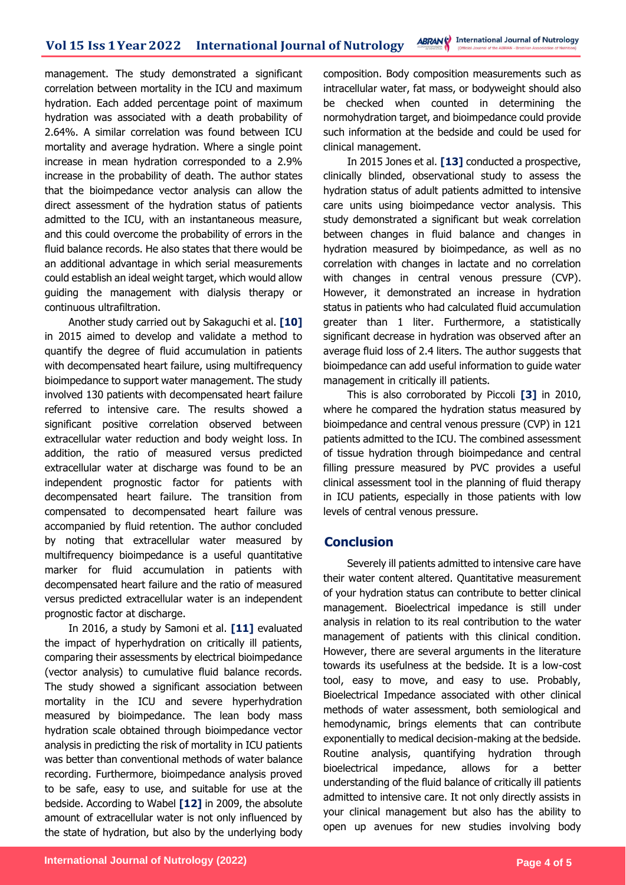management. The study demonstrated a significant correlation between mortality in the ICU and maximum hydration. Each added percentage point of maximum hydration was associated with a death probability of 2.64%. A similar correlation was found between ICU mortality and average hydration. Where a single point increase in mean hydration corresponded to a 2.9% increase in the probability of death. The author states that the bioimpedance vector analysis can allow the direct assessment of the hydration status of patients admitted to the ICU, with an instantaneous measure, and this could overcome the probability of errors in the fluid balance records. He also states that there would be an additional advantage in which serial measurements could establish an ideal weight target, which would allow guiding the management with dialysis therapy or continuous ultrafiltration.

Another study carried out by Sakaguchi et al. **[10]** in 2015 aimed to develop and validate a method to quantify the degree of fluid accumulation in patients with decompensated heart failure, using multifrequency bioimpedance to support water management. The study involved 130 patients with decompensated heart failure referred to intensive care. The results showed a significant positive correlation observed between extracellular water reduction and body weight loss. In addition, the ratio of measured versus predicted extracellular water at discharge was found to be an independent prognostic factor for patients with decompensated heart failure. The transition from compensated to decompensated heart failure was accompanied by fluid retention. The author concluded by noting that extracellular water measured by multifrequency bioimpedance is a useful quantitative marker for fluid accumulation in patients with decompensated heart failure and the ratio of measured versus predicted extracellular water is an independent prognostic factor at discharge.

In 2016, a study by Samoni et al. **[11]** evaluated the impact of hyperhydration on critically ill patients, comparing their assessments by electrical bioimpedance (vector analysis) to cumulative fluid balance records. The study showed a significant association between mortality in the ICU and severe hyperhydration measured by bioimpedance. The lean body mass hydration scale obtained through bioimpedance vector analysis in predicting the risk of mortality in ICU patients was better than conventional methods of water balance recording. Furthermore, bioimpedance analysis proved to be safe, easy to use, and suitable for use at the bedside. According to Wabel **[12]** in 2009, the absolute amount of extracellular water is not only influenced by the state of hydration, but also by the underlying body composition. Body composition measurements such as intracellular water, fat mass, or bodyweight should also be checked when counted in determining the normohydration target, and bioimpedance could provide such information at the bedside and could be used for clinical management.

In 2015 Jones et al. **[13]** conducted a prospective, clinically blinded, observational study to assess the hydration status of adult patients admitted to intensive care units using bioimpedance vector analysis. This study demonstrated a significant but weak correlation between changes in fluid balance and changes in hydration measured by bioimpedance, as well as no correlation with changes in lactate and no correlation with changes in central venous pressure (CVP). However, it demonstrated an increase in hydration status in patients who had calculated fluid accumulation greater than 1 liter. Furthermore, a statistically significant decrease in hydration was observed after an average fluid loss of 2.4 liters. The author suggests that bioimpedance can add useful information to guide water management in critically ill patients.

This is also corroborated by Piccoli **[3]** in 2010, where he compared the hydration status measured by bioimpedance and central venous pressure (CVP) in 121 patients admitted to the ICU. The combined assessment of tissue hydration through bioimpedance and central filling pressure measured by PVC provides a useful clinical assessment tool in the planning of fluid therapy in ICU patients, especially in those patients with low levels of central venous pressure.

## Conclusion

Severely ill patients admitted to intensive care have their water content altered. Quantitative measurement of your hydration status can contribute to better clinical management. Bioelectrical impedance is still under analysis in relation to its real contribution to the water management of patients with this clinical condition. However, there are several arguments in the literature towards its usefulness at the bedside. It is a low-cost tool, easy to move, and easy to use. Probably, Bioelectrical Impedance associated with other clinical methods of water assessment, both semiological and hemodynamic, brings elements that can contribute exponentially to medical decision-making at the bedside. Routine analysis, quantifying hydration through bioelectrical impedance, allows for a better understanding of the fluid balance of critically ill patients admitted to intensive care. It not only directly assists in your clinical management but also has the ability to open up avenues for new studies involving body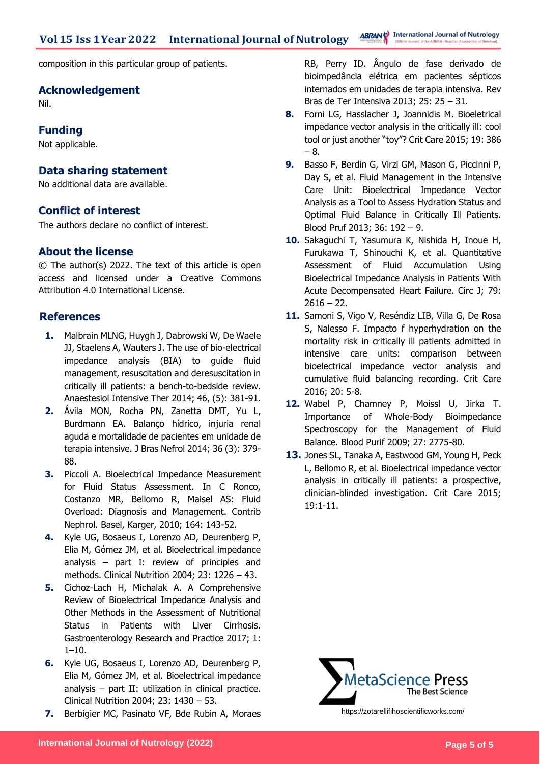composition in this particular group of patients.

## Acknowledgement

Nil.

## Funding

Not applicable.

## Data sharing statement

No additional data are available.

## Conflict of interest

The authors declare no conflict of interest.

## About the license

© The author(s) 2022. The text of this article is open access and licensed under a Creative Commons Attribution 4.0 International License.

## References

1. Malbrain MLNG, Huygh J, Dabrowski W, De Waele JJ, Staelens A, Wauters J. The use of bio-electrical impedance analysis (BIA) to guide fluid management, resuscitation and deresuscitation in critically ill patients: a bench-to-bedside review. Anaestesiol Intensive Ther 2014; 46, (5): 381-91.
2. Ávila MON, Rocha PN, Zanetta DMT, Yu L, Burdmann EA. Balanço hídrico, injuria renal aguda e mortalidade de pacientes em unidade de terapia intensive. J Bras Nefrol 2014; 36 (3): 379-88.
3. Piccoli A. Bioelectrical Impedance Measurement for Fluid Status Assessment. In C Ronco, Costanzo MR, Bellomo R, Maisel AS: Fluid Overload: Diagnosis and Management. Contrib Nephrol. Basel, Karger, 2010; 164: 143-52.
4. Kyle UG, Bosaeus I, Lorenzo AD, Deurenberg P, Elia M, Gómez JM, et al. Bioelectrical impedance analysis – part I: review of principles and methods. Clinical Nutrition 2004; 23: 1226 – 43.
5. Cichoz-Lach H, Michalak A. A Comprehensive Review of Bioelectrical Impedance Analysis and Other Methods in the Assessment of Nutritional Status in Patients with Liver Cirrhosis. Gastroenterology Research and Practice 2017; 1: 1–10.
6. Kyle UG, Bosaeus I, Lorenzo AD, Deurenberg P, Elia M, Gómez JM, et al. Bioelectrical impedance analysis – part II: utilization in clinical practice. Clinical Nutrition 2004; 23: 1430 – 53.
7. Berbigier MC, Pasinato VF, Bde Rubin A, Moraes RB, Perry ID. Ângulo de fase derivado de bioimpedância elétrica em pacientes sépticos internados em unidades de terapia intensiva. Rev Bras de Ter Intensiva 2013; 25: 25 – 31.
8. Forni LG, Hasslacher J, Joannidis M. Bioeletrical impedance vector analysis in the critically ill: cool tool or just another "toy"? Crit Care 2015; 19: 386 – 8.
9. Basso F, Berdin G, Virzi GM, Mason G, Piccinni P, Day S, et al. Fluid Management in the Intensive Care Unit: Bioelectrical Impedance Vector Analysis as a Tool to Assess Hydration Status and Optimal Fluid Balance in Critically Ill Patients. Blood Pruf 2013; 36: 192 – 9.
10. Sakaguchi T, Yasumura K, Nishida H, Inoue H, Furukawa T, Shinouchi K, et al. Quantitative Assessment of Fluid Accumulation Using Bioelectrical Impedance Analysis in Patients With Acute Decompensated Heart Failure. Circ J; 79: 2616 – 22.
11. Samoni S, Vigo V, Reséndiz LIB, Villa G, De Rosa S, Nalesso F. Impacto f hyperhydration on the mortality risk in critically ill patients admitted in intensive care units: comparison between bioelectrical impedance vector analysis and cumulative fluid balancing recording. Crit Care 2016; 20: 5-8.
12. Wabel P, Chamney P, Moissl U, Jirka T. Importance of Whole-Body Bioimpedance Spectroscopy for the Management of Fluid Balance. Blood Purif 2009; 27: 2775-80.
13. Jones SL, Tanaka A, Eastwood GM, Young H, Peck L, Bellomo R, et al. Bioelectrical impedance vector analysis in critically ill patients: a prospective, clinician-blinded investigation. Crit Care 2015; 19:1-11.

MetaScience Press
The Best Science
https://zotarellifihoscientificworks.com/